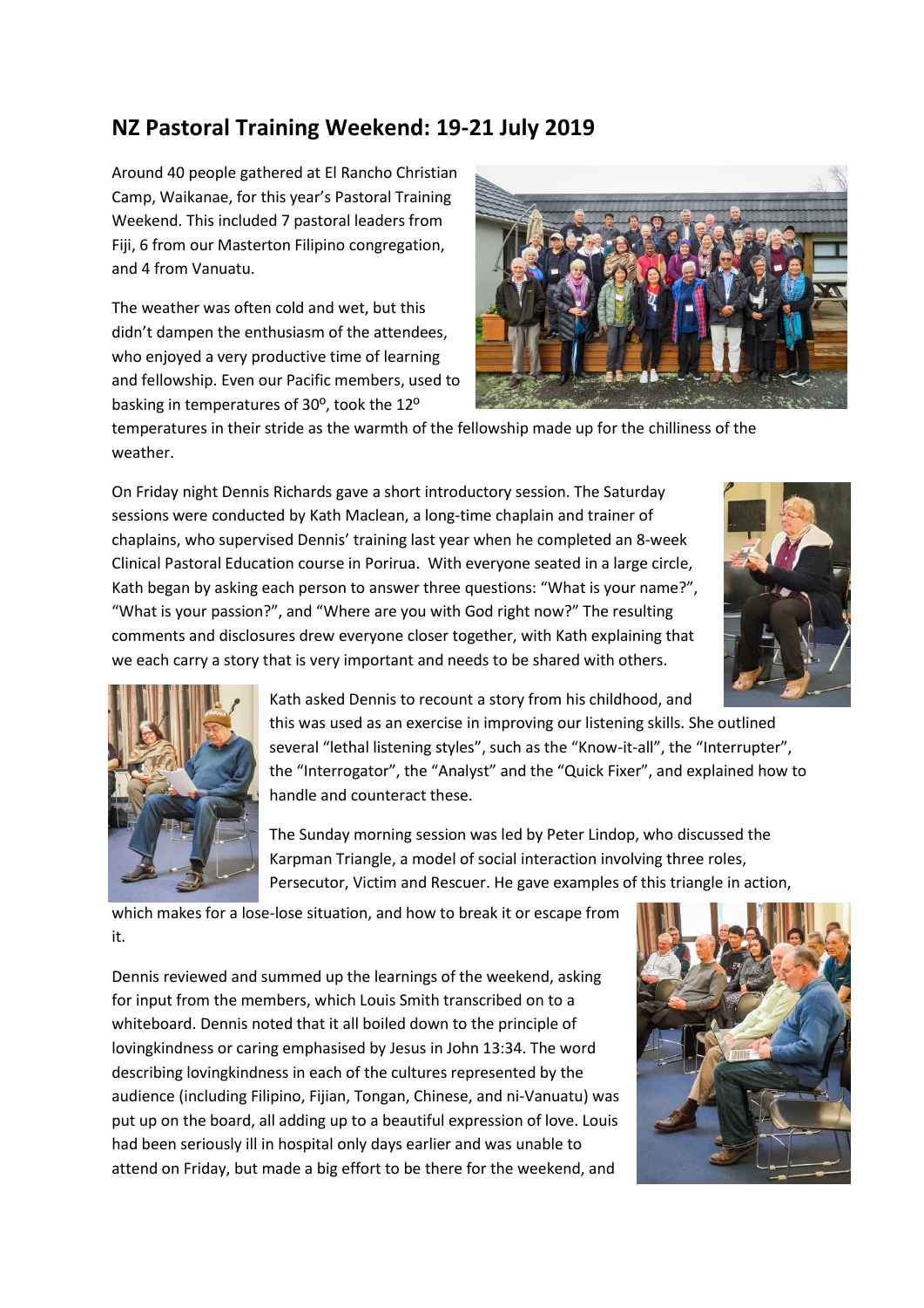## NZ Pastoral Training Weekend: 19-21 July 2019

Around 40 people gathered at El Rancho Christian Camp, Waikanae, for this year's Pastoral Training Weekend. This included 7 pastoral leaders from Fiji, 6 from our Masterton Filipino congregation, and 4 from Vanuatu.

The weather was often cold and wet, but this didn't dampen the enthusiasm of the attendees, who enjoyed a very productive time of learning and fellowship. Even our Pacific members, used to basking in temperatures of 30$^{o}$, took the 12$^{o}$ temperatures in their stride as the warmth of the fellowship made up for the chilliness of the weather.

On Friday night Dennis Richards gave a short introductory session. The Saturday sessions were conducted by Kath Maclean, a long-time chaplain and trainer of chaplains, who supervised Dennis' training last year when he completed an 8-week Clinical Pastoral Education course in Porirua. With everyone seated in a large circle, Kath began by asking each person to answer three questions: "What is your name?", "What is your passion?", and "Where are you with God right now?" The resulting comments and disclosures drew everyone closer together, with Kath explaining that we each carry a story that is very important and needs to be shared with others.

Kath asked Dennis to recount a story from his childhood, and this was used as an exercise in improving our listening skills. She outlined several "lethal listening styles", such as the "Know-it-all", the "Interrupter", the "Interrogator", the "Analyst" and the "Quick Fixer", and explained how to handle and counteract these.

The Sunday morning session was led by Peter Lindop, who discussed the Karpman Triangle, a model of social interaction involving three roles, Persecutor, Victim and Rescuer. He gave examples of this triangle in action, which makes for a lose-lose situation, and how to break it or escape from it.

Dennis reviewed and summed up the learnings of the weekend, asking for input from the members, which Louis Smith transcribed on to a whiteboard. Dennis noted that it all boiled down to the principle of lovingkindness or caring emphasised by Jesus in John 13:34. The word describing lovingkindness in each of the cultures represented by the audience (including Filipino, Fijian, Tongan, Chinese, and ni-Vanuatu) was put up on the board, all adding up to a beautiful expression of love. Louis had been seriously ill in hospital only days earlier and was unable to attend on Friday, but made a big effort to be there for the weekend, and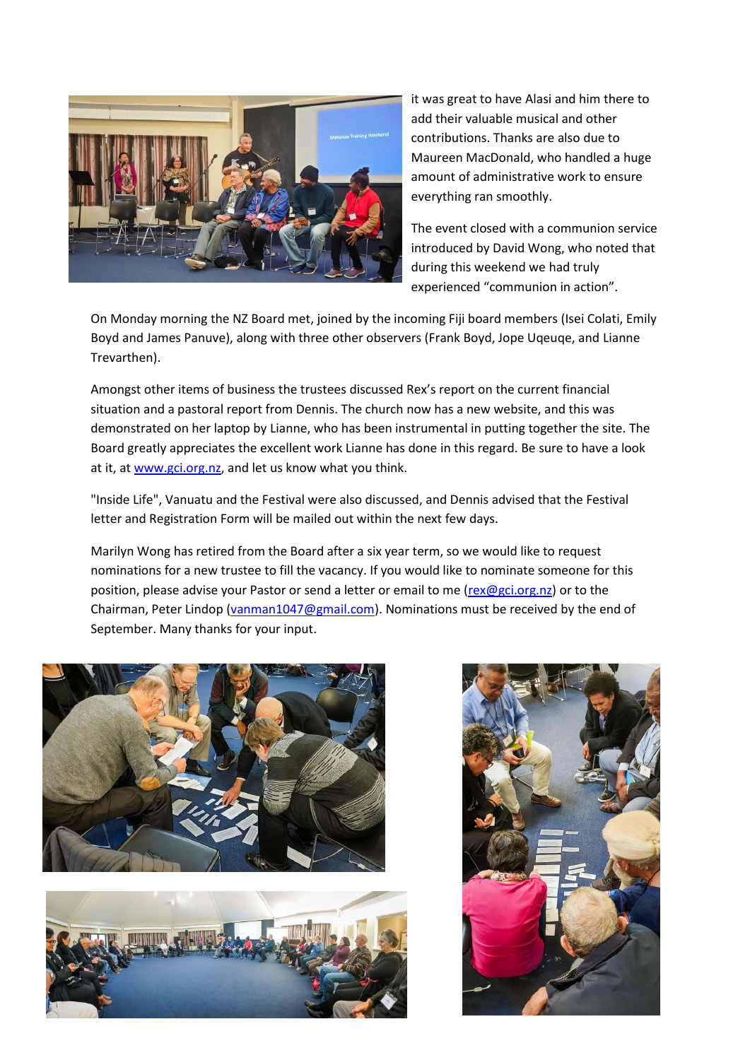it was great to have Alasi and him there to add their valuable musical and other contributions. Thanks are also due to Maureen MacDonald, who handled a huge amount of administrative work to ensure everything ran smoothly.

The event closed with a communion service introduced by David Wong, who noted that during this weekend we had truly experienced "communion in action".

On Monday morning the NZ Board met, joined by the incoming Fiji board members (Isei Colati, Emily Boyd and James Panuve), along with three other observers (Frank Boyd, Jope Uqeuqe, and Lianne Trevarthen).

Amongst other items of business the trustees discussed Rex's report on the current financial situation and a pastoral report from Dennis. The church now has a new website, and this was demonstrated on her laptop by Lianne, who has been instrumental in putting together the site. The Board greatly appreciates the excellent work Lianne has done in this regard. Be sure to have a look at it, at [www.gci.org.nz](www.gci.org.nz), and let us know what you think.

"Inside Life", Vanuatu and the Festival were also discussed, and Dennis advised that the Festival letter and Registration Form will be mailed out within the next few days.

Marilyn Wong has retired from the Board after a six year term, so we would like to request nominations for a new trustee to fill the vacancy. If you would like to nominate someone for this position, please advise your Pastor or send a letter or email to me (rex@gci.org.nz) or to the Chairman, Peter Lindop (vanman1047@gmail.com). Nominations must be received by the end of September. Many thanks for your input.